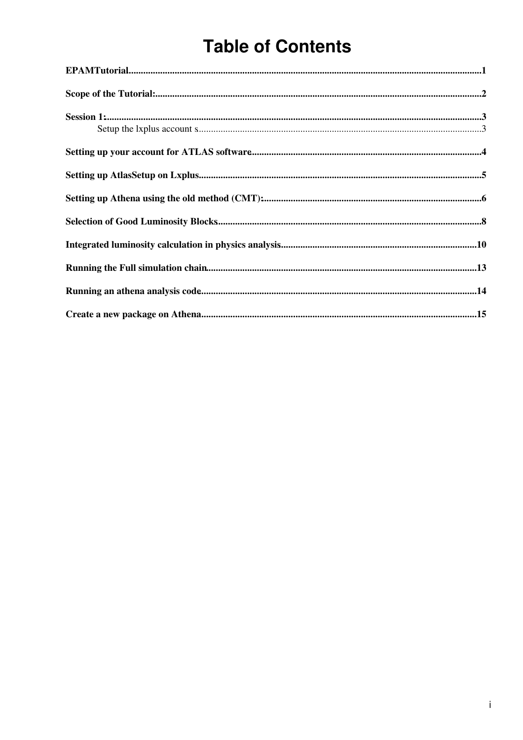# Table of Contents

**EPAMTutorial**.................................................................................................................................1

**Scope of the Tutorial:**.......................................................................................................................2

**Session 1:**..........................................................................................................................................3

Setup the lxplus account s...................................................................................................................3

**Setting up your account for ATLAS software**...............................................................................4

**Setting up AtlasSetup on Lxplus**....................................................................................................5

**Setting up Athena using the old method (CMT):**..........................................................................6

**Selection of Good Luminosity Blocks**............................................................................................8

**Integrated luminosity calculation in physics analysis**.................................................................10

**Running the Full simulation chain**...............................................................................................13

**Running an athena analysis code**.................................................................................................14

**Create a new package on Athena**.................................................................................................15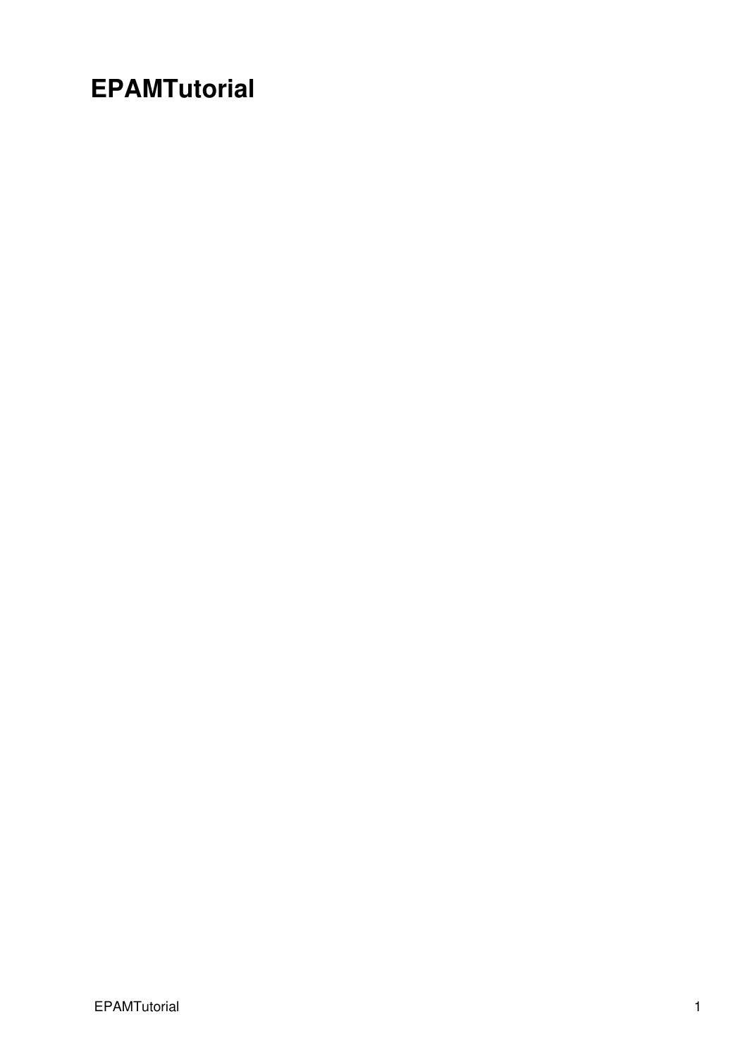# EPAMTutorial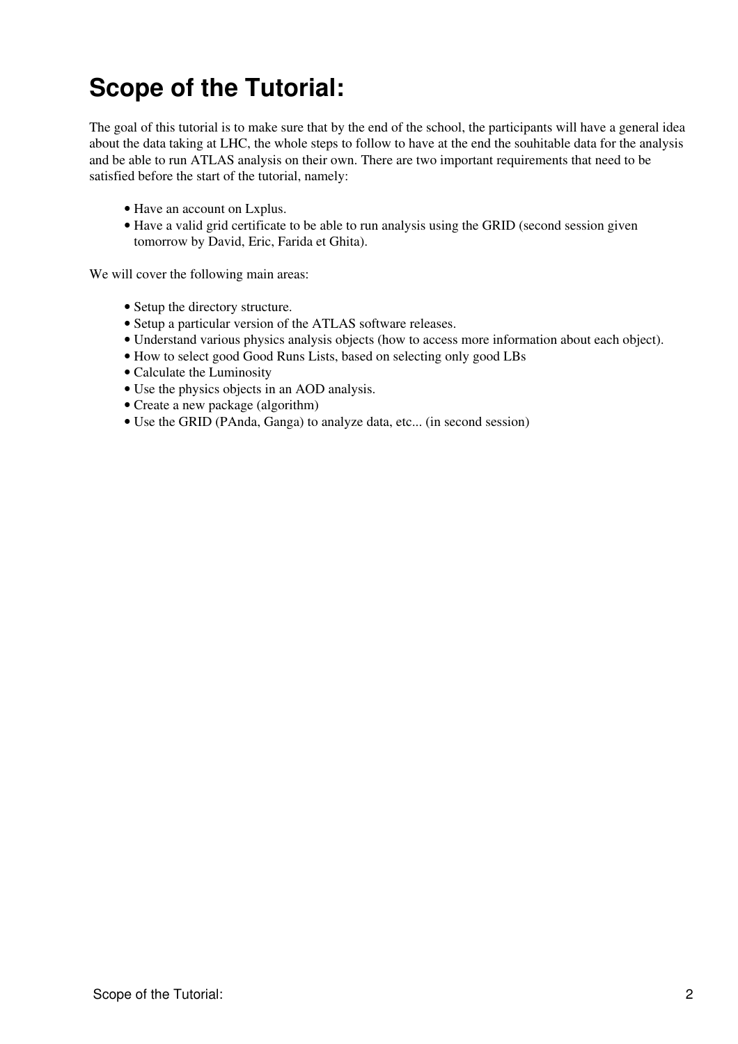# Scope of the Tutorial:

The goal of this tutorial is to make sure that by the end of the school, the participants will have a general idea about the data taking at LHC, the whole steps to follow to have at the end the souhitable data for the analysis and be able to run ATLAS analysis on their own. There are two important requirements that need to be satisfied before the start of the tutorial, namely:

- Have an account on Lxplus.
- Have a valid grid certificate to be able to run analysis using the GRID (second session given tomorrow by David, Eric, Farida et Ghita).

We will cover the following main areas:

- Setup the directory structure.
- Setup a particular version of the ATLAS software releases.
- Understand various physics analysis objects (how to access more information about each object).
- How to select good Good Runs Lists, based on selecting only good LBs
- Calculate the Luminosity
- Use the physics objects in an AOD analysis.
- Create a new package (algorithm)
- Use the GRID (PAnda, Ganga) to analyze data, etc... (in second session)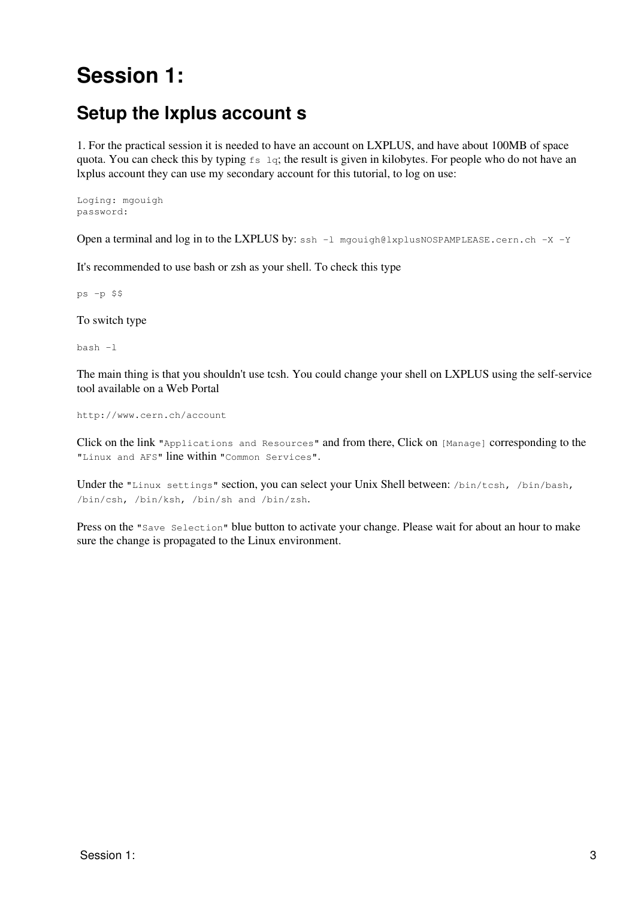# Session 1:

## Setup the lxplus account s

1. For the practical session it is needed to have an account on LXPLUS, and have about 100MB of space quota. You can check this by typing `fs lq`; the result is given in kilobytes. For people who do not have an lxplus account they can use my secondary account for this tutorial, to log on use:

```
Loging: mgouigh
password:
```

Open a terminal and log in to the LXPLUS by: `ssh -l mgouigh@lxplusNOSPAMPLEASE.cern.ch -X -Y`

It's recommended to use bash or zsh as your shell. To check this type

```
ps -p $$
```

To switch type

```
bash -l
```

The main thing is that you shouldn't use tcsh. You could change your shell on LXPLUS using the self-service tool available on a Web Portal

```
http://www.cern.ch/account
```

Click on the link "`Applications and Resources`" and from there, Click on `[Manage]` corresponding to the "`Linux and AFS`" line within "`Common Services`".

Under the "`Linux settings`" section, you can select your Unix Shell between: `/bin/tcsh, /bin/bash, /bin/csh, /bin/ksh, /bin/sh and /bin/zsh`.

Press on the "`Save Selection`" blue button to activate your change. Please wait for about an hour to make sure the change is propagated to the Linux environment.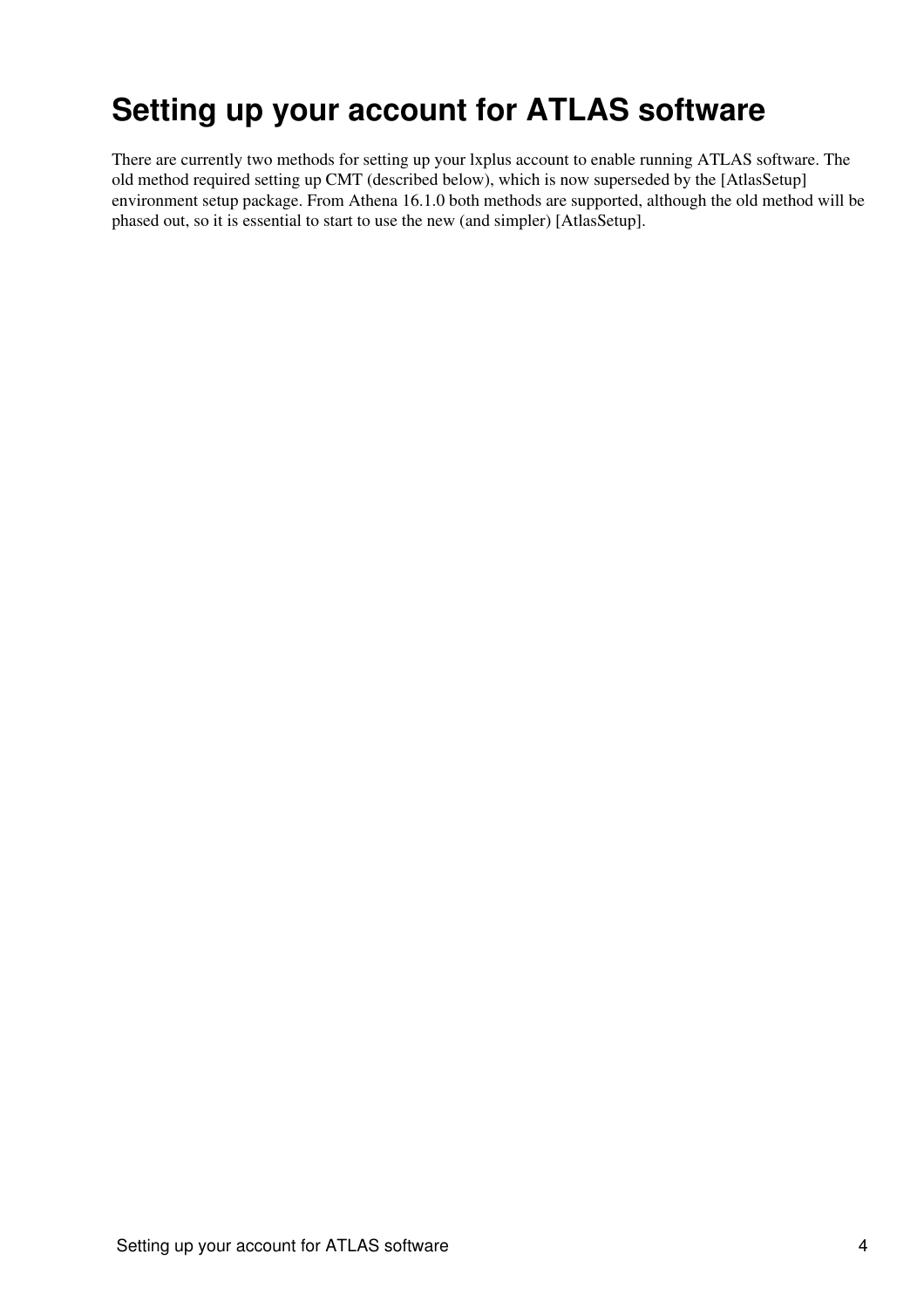# Setting up your account for ATLAS software

There are currently two methods for setting up your lxplus account to enable running ATLAS software. The old method required setting up CMT (described below), which is now superseded by the [AtlasSetup] environment setup package. From Athena 16.1.0 both methods are supported, although the old method will be phased out, so it is essential to start to use the new (and simpler) [AtlasSetup].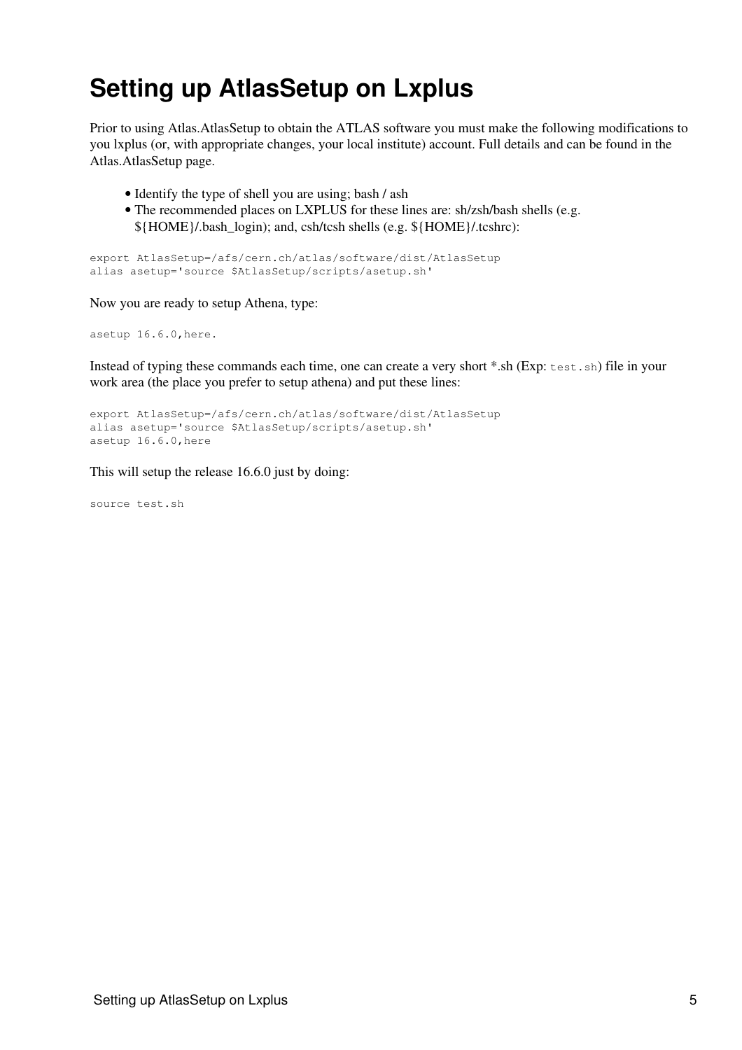# Setting up AtlasSetup on Lxplus

Prior to using Atlas.AtlasSetup to obtain the ATLAS software you must make the following modifications to you lxplus (or, with appropriate changes, your local institute) account. Full details and can be found in the Atlas.AtlasSetup page.

- Identify the type of shell you are using; bash / ash
- The recommended places on LXPLUS for these lines are: sh/zsh/bash shells (e.g. ${HOME}/.bash_login); and, csh/tcsh shells (e.g. ${HOME}/.tcshrc):

```
export AtlasSetup=/afs/cern.ch/atlas/software/dist/AtlasSetup
alias asetup='source $AtlasSetup/scripts/asetup.sh'
```

Now you are ready to setup Athena, type:

```
asetup 16.6.0,here.
```

Instead of typing these commands each time, one can create a very short *.sh (Exp: `test.sh`) file in your work area (the place you prefer to setup athena) and put these lines:

```
export AtlasSetup=/afs/cern.ch/atlas/software/dist/AtlasSetup
alias asetup='source $AtlasSetup/scripts/asetup.sh'
asetup 16.6.0,here
```

This will setup the release 16.6.0 just by doing:

```
source test.sh
```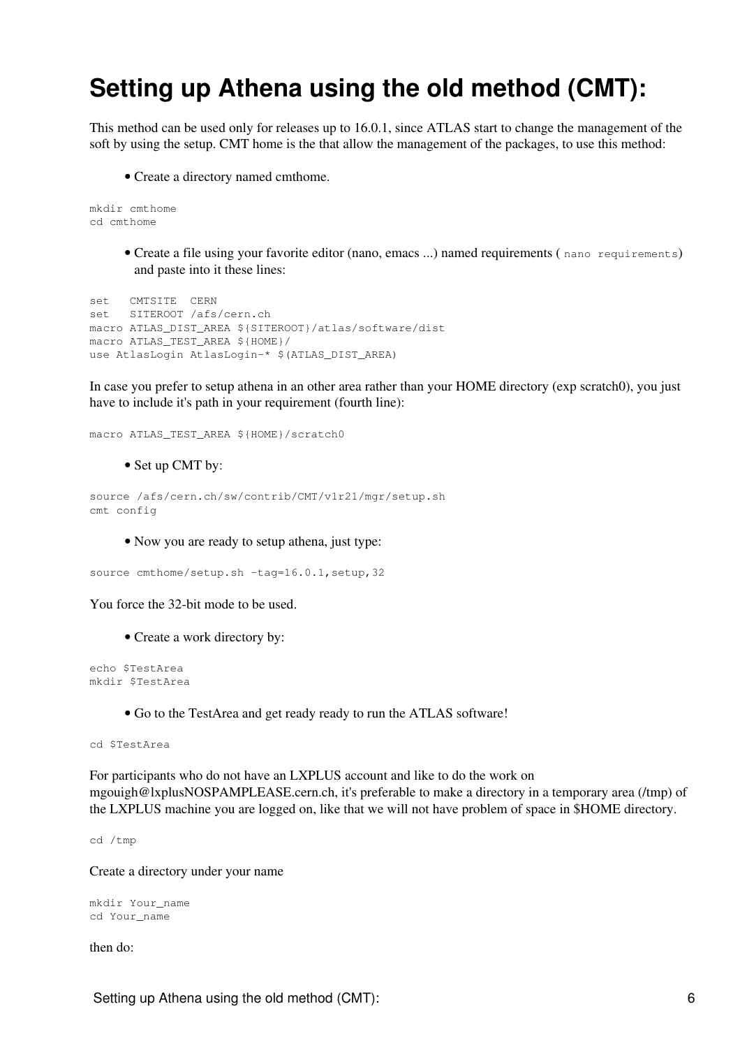# Setting up Athena using the old method (CMT):

This method can be used only for releases up to 16.0.1, since ATLAS start to change the management of the soft by using the setup. CMT home is the that allow the management of the packages, to use this method:

- Create a directory named cmthome.

```
mkdir cmthome
cd cmthome
```

- Create a file using your favorite editor (nano, emacs ...) named requirements ( `nano requirements`) and paste into it these lines:

```
set   CMTSITE  CERN
set   SITEROOT /afs/cern.ch
macro ATLAS_DIST_AREA ${SITEROOT}/atlas/software/dist
macro ATLAS_TEST_AREA ${HOME}/
use AtlasLogin AtlasLogin-* $(ATLAS_DIST_AREA)
```

In case you prefer to setup athena in an other area rather than your HOME directory (exp scratch0), you just have to include it's path in your requirement (fourth line):

```
macro ATLAS_TEST_AREA ${HOME}/scratch0
```

- Set up CMT by:

```
source /afs/cern.ch/sw/contrib/CMT/v1r21/mgr/setup.sh
cmt config
```

- Now you are ready to setup athena, just type:

```
source cmthome/setup.sh -tag=16.0.1,setup,32
```

You force the 32-bit mode to be used.

- Create a work directory by:

```
echo $TestArea
mkdir $TestArea
```

- Go to the TestArea and get ready ready to run the ATLAS software!

```
cd $TestArea
```

For participants who do not have an LXPLUS account and like to do the work on mgouigh@lxplusNOSPAMPLEASE.cern.ch, it's preferable to make a directory in a temporary area (/tmp) of the LXPLUS machine you are logged on, like that we will not have problem of space in $HOME directory.

```
cd /tmp
```

Create a directory under your name

```
mkdir Your_name
cd Your_name
```

then do: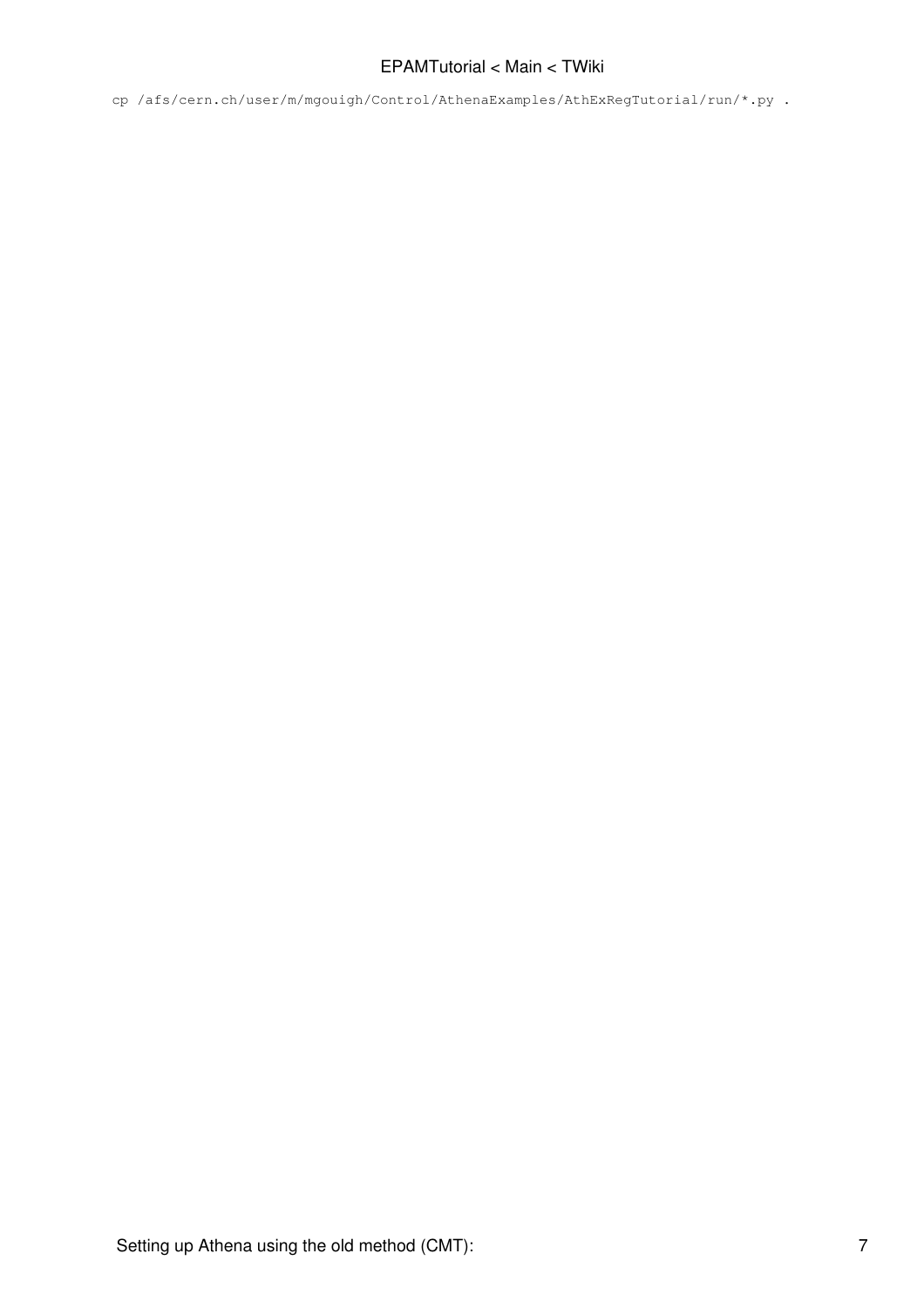```
cp /afs/cern.ch/user/m/mgouigh/Control/AthenaExamples/AthExRegTutorial/run/*.py .
```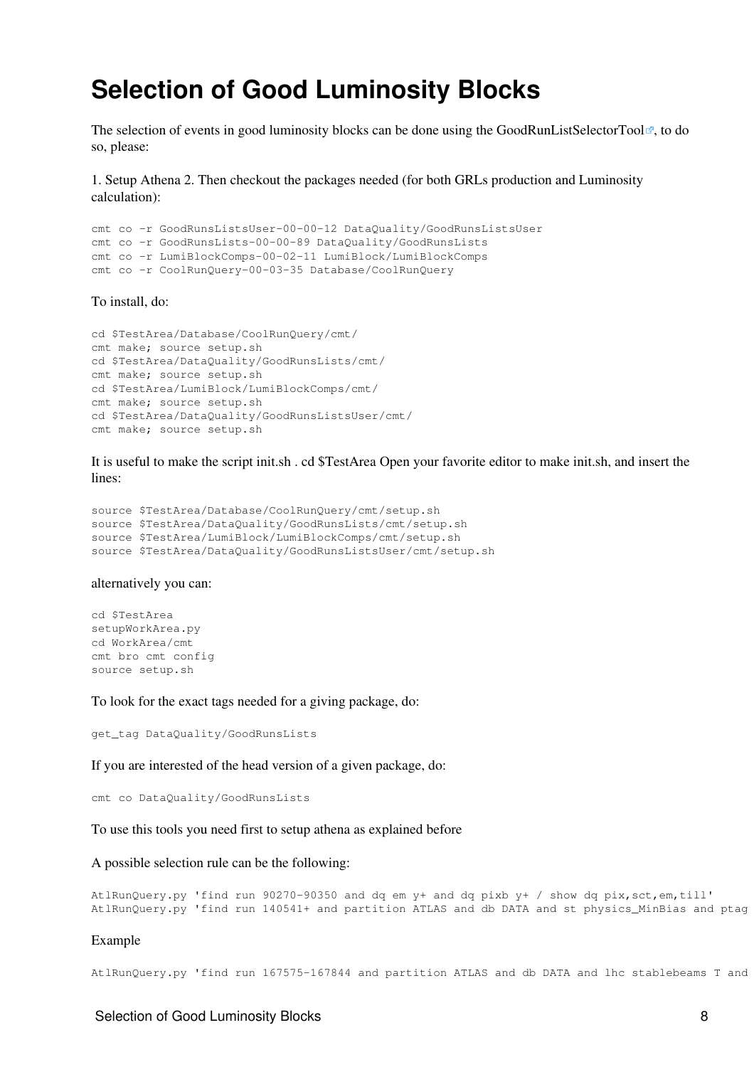# Selection of Good Luminosity Blocks

The selection of events in good luminosity blocks can be done using the GoodRunListSelectorTool, to do so, please:

1. Setup Athena 2. Then checkout the packages needed (for both GRLs production and Luminosity calculation):

```
cmt co -r GoodRunsListsUser-00-00-12 DataQuality/GoodRunsListsUser
cmt co -r GoodRunsLists-00-00-89 DataQuality/GoodRunsLists
cmt co -r LumiBlockComps-00-02-11 LumiBlock/LumiBlockComps
cmt co -r CoolRunQuery-00-03-35 Database/CoolRunQuery
```

To install, do:

```
cd $TestArea/Database/CoolRunQuery/cmt/
cmt make; source setup.sh
cd $TestArea/DataQuality/GoodRunsLists/cmt/
cmt make; source setup.sh
cd $TestArea/LumiBlock/LumiBlockComps/cmt/
cmt make; source setup.sh
cd $TestArea/DataQuality/GoodRunsListsUser/cmt/
cmt make; source setup.sh
```

It is useful to make the script init.sh . cd $TestArea Open your favorite editor to make init.sh, and insert the lines:

```
source $TestArea/Database/CoolRunQuery/cmt/setup.sh
source $TestArea/DataQuality/GoodRunsLists/cmt/setup.sh
source $TestArea/LumiBlock/LumiBlockComps/cmt/setup.sh
source $TestArea/DataQuality/GoodRunsListsUser/cmt/setup.sh
```

alternatively you can:

```
cd $TestArea
setupWorkArea.py
cd WorkArea/cmt
cmt bro cmt config
source setup.sh
```

To look for the exact tags needed for a giving package, do:

```
get_tag DataQuality/GoodRunsLists
```

If you are interested of the head version of a given package, do:

```
cmt co DataQuality/GoodRunsLists
```

To use this tools you need first to setup athena as explained before

A possible selection rule can be the following:

```
AtlRunQuery.py 'find run 90270-90350 and dq em y+ and dq pixb y+ / show dq pix,sct,em,till'
AtlRunQuery.py 'find run 140541+ and partition ATLAS and db DATA and st physics_MinBias and ptag
```

Example

```
AtlRunQuery.py 'find run 167575-167844 and partition ATLAS and db DATA and lhc stablebeams T and
```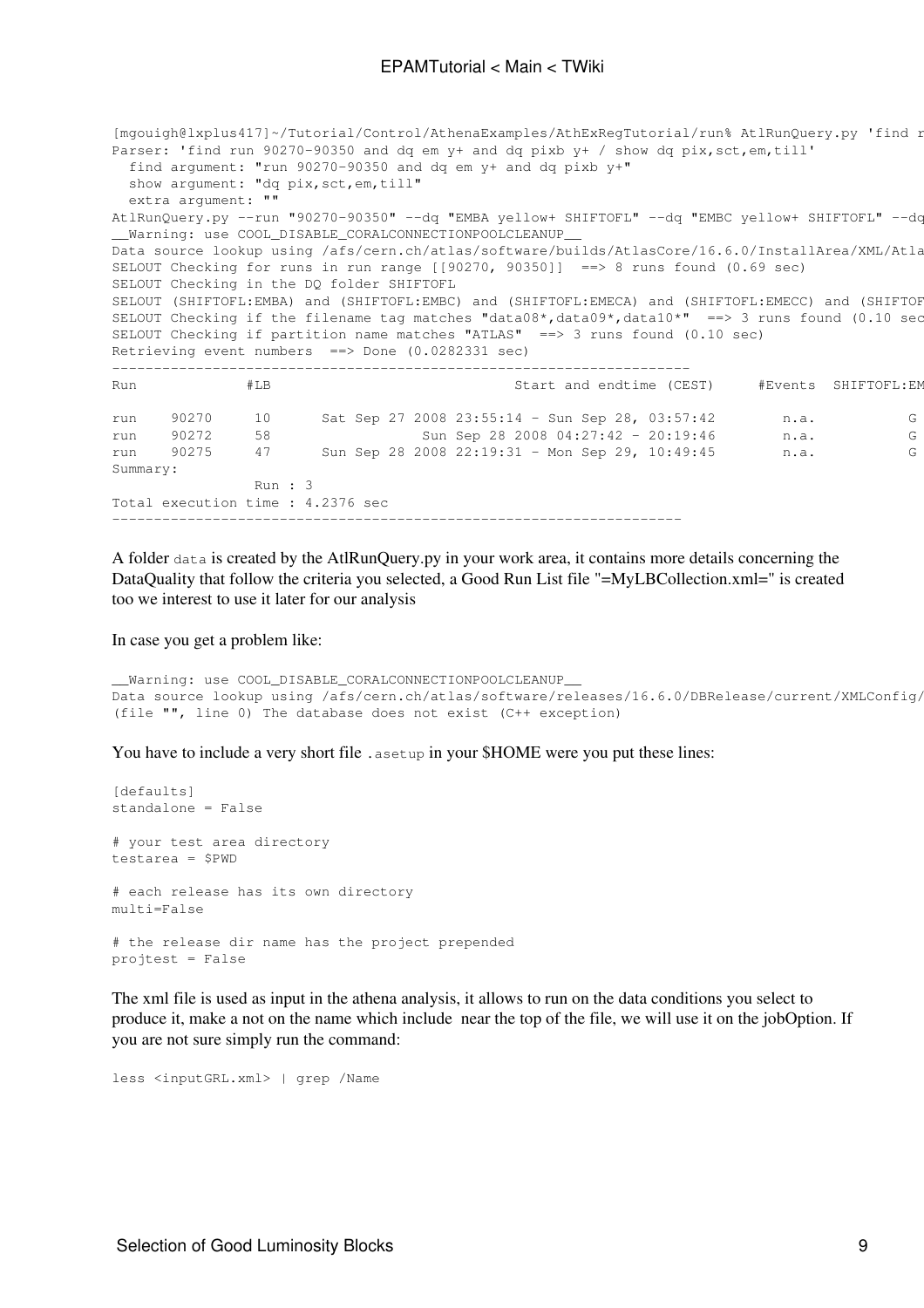```
[mgouigh@lxplus417]~/Tutorial/Control/AthenaExamples/AthExRegTutorial/run% AtlRunQuery.py 'find r
Parser: 'find run 90270-90350 and dq em y+ and dq pixb y+ / show dq pix,sct,em,till'
  find argument: "run 90270-90350 and dq em y+ and dq pixb y+"
  show argument: "dq pix,sct,em,till"
  extra argument: ""
AtlRunQuery.py --run "90270-90350" --dq "EMBA yellow+ SHIFTOFL" --dq "EMBC yellow+ SHIFTOFL" --dq
__Warning: use COOL_DISABLE_CORALCONNECTIONPOOLCLEANUP__
Data source lookup using /afs/cern.ch/atlas/software/builds/AtlasCore/16.6.0/InstallArea/XML/Atla
SELOUT Checking for runs in run range [[90270, 90350]]  ==> 8 runs found (0.69 sec)
SELOUT Checking in the DQ folder SHIFTOFL
SELOUT (SHIFTOFL:EMBA) and (SHIFTOFL:EMBC) and (SHIFTOFL:EMECA) and (SHIFTOFL:EMECC) and (SHIFTOF
SELOUT Checking if the filename tag matches "data08*,data09*,data10*"  ==> 3 runs found (0.10 sec
SELOUT Checking if partition name matches "ATLAS"  ==> 3 runs found (0.10 sec)
Retrieving event numbers  ==> Done (0.0282331 sec)
--------------------------------------------------------------------
Run            #LB                           Start and endtime (CEST)     #Events  SHIFTOFL:EM

run    90270     10      Sat Sep 27 2008 23:55:14 - Sun Sep 28, 03:57:42        n.a.           G
run    90272     58                 Sun Sep 28 2008 04:27:42 - 20:19:46        n.a.           G
run    90275     47      Sun Sep 28 2008 22:19:31 - Mon Sep 29, 10:49:45        n.a.           G
Summary:
                Run : 3
Total execution time : 4.2376 sec
-------------------------------------------------------------------
```

A folder `data` is created by the AtlRunQuery.py in your work area, it contains more details concerning the DataQuality that follow the criteria you selected, a Good Run List file "=MyLBCollection.xml=" is created too we interest to use it later for our analysis

In case you get a problem like:

```
__Warning: use COOL_DISABLE_CORALCONNECTIONPOOLCLEANUP__
Data source lookup using /afs/cern.ch/atlas/software/releases/16.6.0/DBRelease/current/XMLConfig/
(file "", line 0) The database does not exist (C++ exception)
```

You have to include a very short file `.asetup` in your $HOME were you put these lines:

```
[defaults]
standalone = False

# your test area directory
testarea = $PWD

# each release has its own directory
multi=False

# the release dir name has the project prepended
projtest = False
```

The xml file is used as input in the athena analysis, it allows to run on the data conditions you select to produce it, make a not on the name which include  near the top of the file, we will use it on the jobOption. If you are not sure simply run the command:

```
less <inputGRL.xml> | grep /Name
```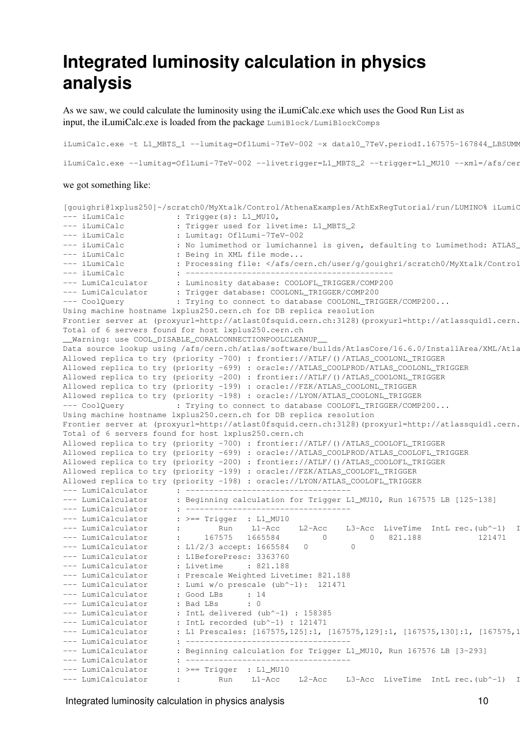# Integrated luminosity calculation in physics analysis

As we saw, we could calculate the luminosity using the iLumiCalc.exe which uses the Good Run List as input, the iLumiCalc.exe is loaded from the package LumiBlock/LumiBlockComps

```
iLumiCalc.exe -t L1_MBTS_1 --lumitag=OflLumi-7TeV-002 -x data10_7TeV.periodI.167575-167844_LBSUMM
```

```
iLumiCalc.exe --lumitag=OflLumi-7TeV-002 --livetrigger=L1_MBTS_2 --trigger=L1_MU10 --xml=/afs/cer
```

we got something like:

```
[gouighri@lxplus250]~/scratch0/MyXtalk/Control/AthenaExamples/AthExRegTutorial/run/LUMINO% iLumiC
--- iLumiCalc           : Trigger(s): L1_MU10,
--- iLumiCalc           : Trigger used for livetime: L1_MBTS_2
--- iLumiCalc           : Lumitag: OflLumi-7TeV-002
--- iLumiCalc           : No lumimethod or lumichannel is given, defaulting to Lumimethod: ATLAS_
--- iLumiCalc           : Being in XML file mode...
--- iLumiCalc           : Processing file: </afs/cern.ch/user/g/gouighri/scratch0/MyXtalk/Control
--- iLumiCalc           : --------------------------------------------
--- LumiCalculator      : Luminosity database: COOLOFL_TRIGGER/COMP200
--- LumiCalculator      : Trigger database: COOLONL_TRIGGER/COMP200
--- CoolQuery           : Trying to connect to database COOLONL_TRIGGER/COMP200...
Using machine hostname lxplus250.cern.ch for DB replica resolution
Frontier server at (proxyurl=http://atlast0fsquid.cern.ch:3128)(proxyurl=http://atlassquid1.cern.
Total of 6 servers found for host lxplus250.cern.ch
__Warning: use COOL_DISABLE_CORALCONNECTIONPOOLCLEANUP__
Data source lookup using /afs/cern.ch/atlas/software/builds/AtlasCore/16.6.0/InstallArea/XML/Atla
Allowed replica to try (priority -700) : frontier://ATLF/()/ATLAS_COOLONL_TRIGGER
Allowed replica to try (priority -699) : oracle://ATLAS_COOLPROD/ATLAS_COOLONL_TRIGGER
Allowed replica to try (priority -200) : frontier://ATLF/()/ATLAS_COOLONL_TRIGGER
Allowed replica to try (priority -199) : oracle://FZK/ATLAS_COOLONL_TRIGGER
Allowed replica to try (priority -198) : oracle://LYON/ATLAS_COOLONL_TRIGGER
--- CoolQuery           : Trying to connect to database COOLOFL_TRIGGER/COMP200...
Using machine hostname lxplus250.cern.ch for DB replica resolution
Frontier server at (proxyurl=http://atlast0fsquid.cern.ch:3128)(proxyurl=http://atlassquid1.cern.
Total of 6 servers found for host lxplus250.cern.ch
Allowed replica to try (priority -700) : frontier://ATLF/()/ATLAS_COOLOFL_TRIGGER
Allowed replica to try (priority -699) : oracle://ATLAS_COOLPROD/ATLAS_COOLOFL_TRIGGER
Allowed replica to try (priority -200) : frontier://ATLF/()/ATLAS_COOLOFL_TRIGGER
Allowed replica to try (priority -199) : oracle://FZK/ATLAS_COOLOFL_TRIGGER
Allowed replica to try (priority -198) : oracle://LYON/ATLAS_COOLOFL_TRIGGER
--- LumiCalculator      : ----------------------------------
--- LumiCalculator      : Beginning calculation for Trigger L1_MU10, Run 167575 LB [125-138]
--- LumiCalculator      : ----------------------------------
--- LumiCalculator      : >== Trigger  : L1_MU10
--- LumiCalculator      :        Run    L1-Acc    L2-Acc    L3-Acc  LiveTime  IntL rec.(ub^-1)  I
--- LumiCalculator      :     167575   1665584         0         0   821.188            121471
--- LumiCalculator      : L1/2/3 accept: 1665584   0        0
--- LumiCalculator      : L1BeforePresc: 3363760
--- LumiCalculator      : Livetime     : 821.188
--- LumiCalculator      : Prescale Weighted Livetime: 821.188
--- LumiCalculator      : Lumi w/o prescale (ub^-1):  121471
--- LumiCalculator      : Good LBs     : 14
--- LumiCalculator      : Bad LBs      : 0
--- LumiCalculator      : IntL delivered (ub^-1) : 158385
--- LumiCalculator      : IntL recorded (ub^-1) : 121471
--- LumiCalculator      : L1 Prescales: [167575,125]:1, [167575,129]:1, [167575,130]:1, [167575,1
--- LumiCalculator      : ----------------------------------
--- LumiCalculator      : Beginning calculation for Trigger L1_MU10, Run 167576 LB [3-293]
--- LumiCalculator      : ----------------------------------
--- LumiCalculator      : >== Trigger  : L1_MU10
--- LumiCalculator      :        Run    L1-Acc    L2-Acc    L3-Acc  LiveTime  IntL rec.(ub^-1)  I
```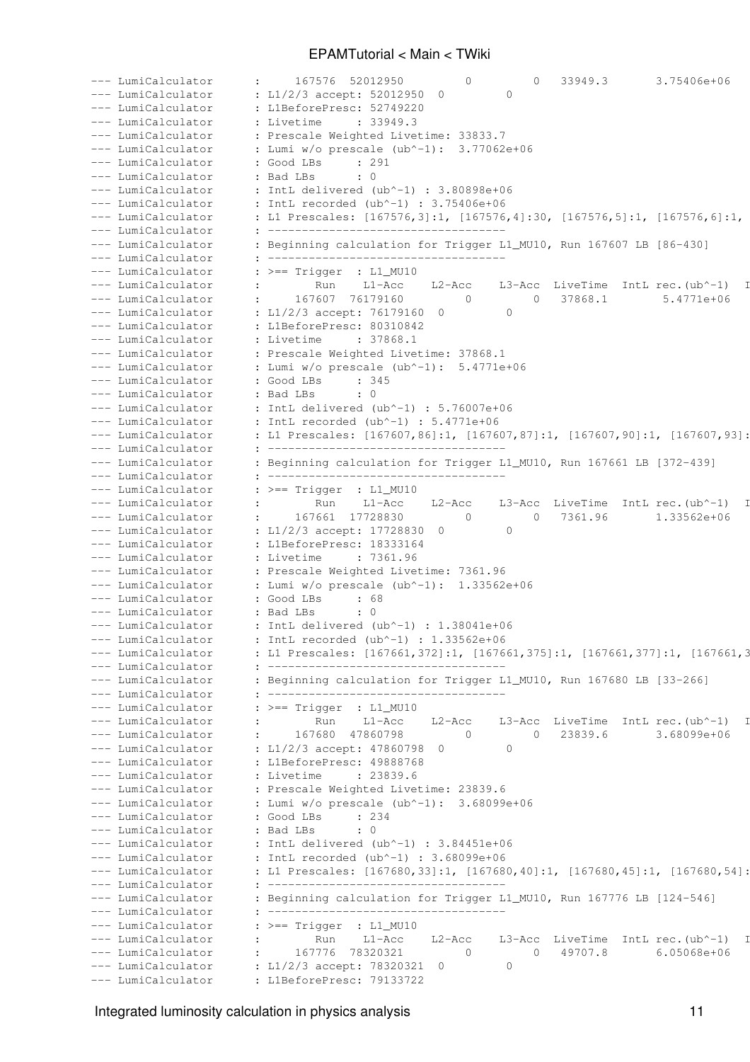```
--- LumiCalculator      :     167576  52012950         0         0   33949.3       3.75406e+06
--- LumiCalculator      : L1/2/3 accept: 52012950  0         0
--- LumiCalculator      : L1BeforePresc: 52749220
--- LumiCalculator      : Livetime     : 33949.3
--- LumiCalculator      : Prescale Weighted Livetime: 33833.7
--- LumiCalculator      : Lumi w/o prescale (ub^-1):  3.77062e+06
--- LumiCalculator      : Good LBs     : 291
--- LumiCalculator      : Bad LBs      : 0
--- LumiCalculator      : IntL delivered (ub^-1) : 3.80898e+06
--- LumiCalculator      : IntL recorded (ub^-1) : 3.75406e+06
--- LumiCalculator      : L1 Prescales: [167576,3]:1, [167576,4]:30, [167576,5]:1, [167576,6]:1,
--- LumiCalculator      : ----------------------------------
--- LumiCalculator      : Beginning calculation for Trigger L1_MU10, Run 167607 LB [86-430]
--- LumiCalculator      : ----------------------------------
--- LumiCalculator      : >== Trigger  : L1_MU10
--- LumiCalculator      :        Run    L1-Acc    L2-Acc    L3-Acc  LiveTime  IntL rec.(ub^-1)  I
--- LumiCalculator      :     167607  76179160         0         0   37868.1        5.4771e+06
--- LumiCalculator      : L1/2/3 accept: 76179160  0         0
--- LumiCalculator      : L1BeforePresc: 80310842
--- LumiCalculator      : Livetime     : 37868.1
--- LumiCalculator      : Prescale Weighted Livetime: 37868.1
--- LumiCalculator      : Lumi w/o prescale (ub^-1):  5.4771e+06
--- LumiCalculator      : Good LBs     : 345
--- LumiCalculator      : Bad LBs      : 0
--- LumiCalculator      : IntL delivered (ub^-1) : 5.76007e+06
--- LumiCalculator      : IntL recorded (ub^-1) : 5.4771e+06
--- LumiCalculator      : L1 Prescales: [167607,86]:1, [167607,87]:1, [167607,90]:1, [167607,93]:
--- LumiCalculator      : ----------------------------------
--- LumiCalculator      : Beginning calculation for Trigger L1_MU10, Run 167661 LB [372-439]
--- LumiCalculator      : ----------------------------------
--- LumiCalculator      : >== Trigger  : L1_MU10
--- LumiCalculator      :        Run    L1-Acc    L2-Acc    L3-Acc  LiveTime  IntL rec.(ub^-1)  I
--- LumiCalculator      :     167661  17728830         0         0   7361.96       1.33562e+06
--- LumiCalculator      : L1/2/3 accept: 17728830  0         0
--- LumiCalculator      : L1BeforePresc: 18333164
--- LumiCalculator      : Livetime     : 7361.96
--- LumiCalculator      : Prescale Weighted Livetime: 7361.96
--- LumiCalculator      : Lumi w/o prescale (ub^-1):  1.33562e+06
--- LumiCalculator      : Good LBs     : 68
--- LumiCalculator      : Bad LBs      : 0
--- LumiCalculator      : IntL delivered (ub^-1) : 1.38041e+06
--- LumiCalculator      : IntL recorded (ub^-1) : 1.33562e+06
--- LumiCalculator      : L1 Prescales: [167661,372]:1, [167661,375]:1, [167661,377]:1, [167661,3
--- LumiCalculator      : ----------------------------------
--- LumiCalculator      : Beginning calculation for Trigger L1_MU10, Run 167680 LB [33-266]
--- LumiCalculator      : ----------------------------------
--- LumiCalculator      : >== Trigger  : L1_MU10
--- LumiCalculator      :        Run    L1-Acc    L2-Acc    L3-Acc  LiveTime  IntL rec.(ub^-1)  I
--- LumiCalculator      :     167680  47860798         0         0   23839.6       3.68099e+06
--- LumiCalculator      : L1/2/3 accept: 47860798  0         0
--- LumiCalculator      : L1BeforePresc: 49888768
--- LumiCalculator      : Livetime     : 23839.6
--- LumiCalculator      : Prescale Weighted Livetime: 23839.6
--- LumiCalculator      : Lumi w/o prescale (ub^-1):  3.68099e+06
--- LumiCalculator      : Good LBs     : 234
--- LumiCalculator      : Bad LBs      : 0
--- LumiCalculator      : IntL delivered (ub^-1) : 3.84451e+06
--- LumiCalculator      : IntL recorded (ub^-1) : 3.68099e+06
--- LumiCalculator      : L1 Prescales: [167680,33]:1, [167680,40]:1, [167680,45]:1, [167680,54]:
--- LumiCalculator      : ----------------------------------
--- LumiCalculator      : Beginning calculation for Trigger L1_MU10, Run 167776 LB [124-546]
--- LumiCalculator      : ----------------------------------
--- LumiCalculator      : >== Trigger  : L1_MU10
--- LumiCalculator      :        Run    L1-Acc    L2-Acc    L3-Acc  LiveTime  IntL rec.(ub^-1)  I
--- LumiCalculator      :     167776  78320321         0         0   49707.8       6.05068e+06
--- LumiCalculator      : L1/2/3 accept: 78320321  0         0
--- LumiCalculator      : L1BeforePresc: 79133722
```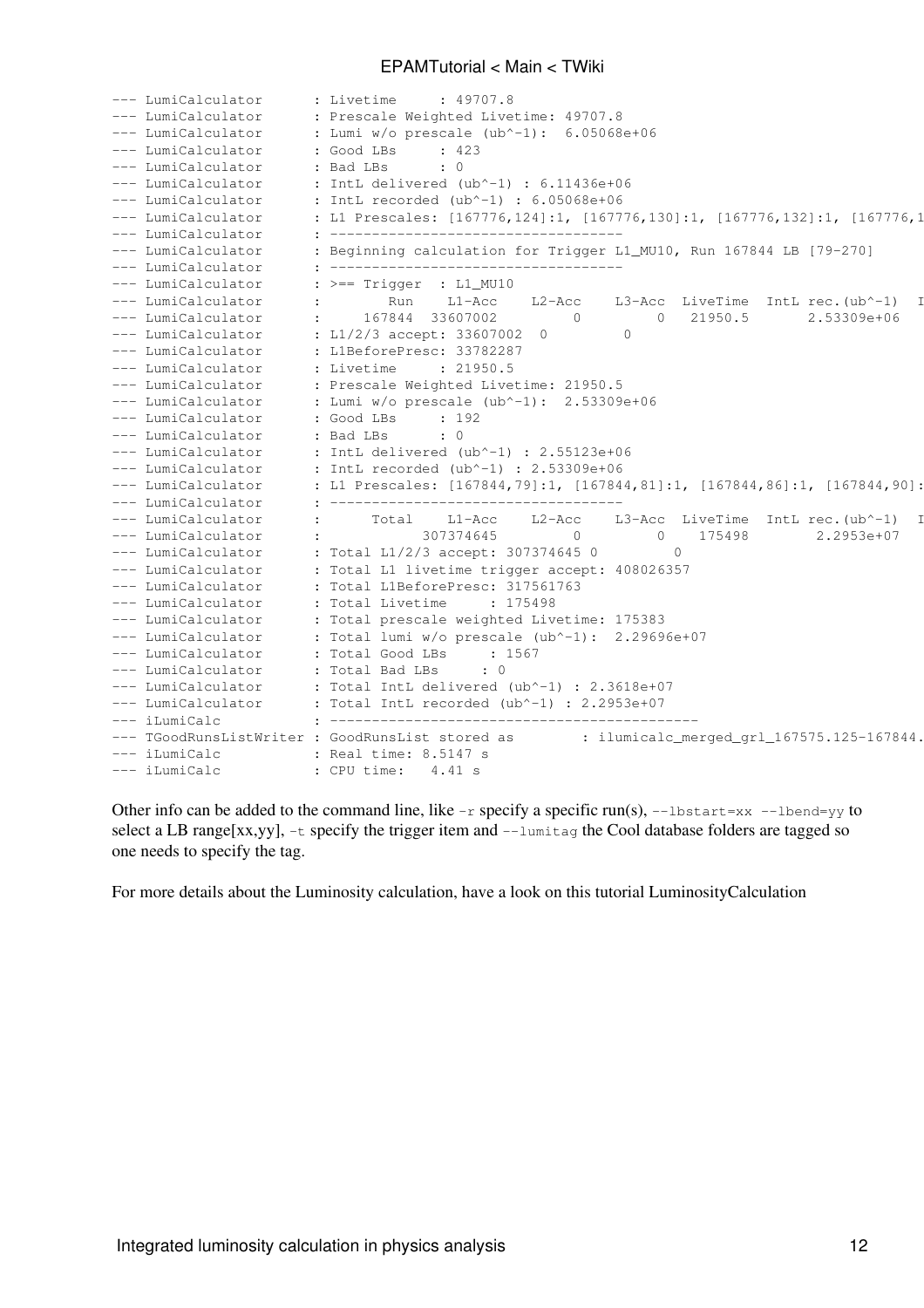```
--- LumiCalculator      : Livetime     : 49707.8
--- LumiCalculator      : Prescale Weighted Livetime: 49707.8
--- LumiCalculator      : Lumi w/o prescale (ub^-1):  6.05068e+06
--- LumiCalculator      : Good LBs     : 423
--- LumiCalculator      : Bad LBs      : 0
--- LumiCalculator      : IntL delivered (ub^-1) : 6.11436e+06
--- LumiCalculator      : IntL recorded (ub^-1) : 6.05068e+06
--- LumiCalculator      : L1 Prescales: [167776,124]:1, [167776,130]:1, [167776,132]:1, [167776,1
--- LumiCalculator      : -----------------------------------
--- LumiCalculator      : Beginning calculation for Trigger L1_MU10, Run 167844 LB [79-270]
--- LumiCalculator      : -----------------------------------
--- LumiCalculator      : >== Trigger  : L1_MU10
--- LumiCalculator      :        Run    L1-Acc    L2-Acc    L3-Acc  LiveTime  IntL rec.(ub^-1)  I
--- LumiCalculator      :     167844  33607002         0         0   21950.5       2.53309e+06
--- LumiCalculator      : L1/2/3 accept: 33607002  0         0
--- LumiCalculator      : L1BeforePresc: 33782287
--- LumiCalculator      : Livetime     : 21950.5
--- LumiCalculator      : Prescale Weighted Livetime: 21950.5
--- LumiCalculator      : Lumi w/o prescale (ub^-1):  2.53309e+06
--- LumiCalculator      : Good LBs     : 192
--- LumiCalculator      : Bad LBs      : 0
--- LumiCalculator      : IntL delivered (ub^-1) : 2.55123e+06
--- LumiCalculator      : IntL recorded (ub^-1) : 2.53309e+06
--- LumiCalculator      : L1 Prescales: [167844,79]:1, [167844,81]:1, [167844,86]:1, [167844,90]:
--- LumiCalculator      : -----------------------------------
--- LumiCalculator      :      Total    L1-Acc    L2-Acc    L3-Acc  LiveTime  IntL rec.(ub^-1)  I
--- LumiCalculator      :            307374645         0         0    175498        2.2953e+07
--- LumiCalculator      : Total L1/2/3 accept: 307374645 0         0
--- LumiCalculator      : Total L1 livetime trigger accept: 408026357
--- LumiCalculator      : Total L1BeforePresc: 317561763
--- LumiCalculator      : Total Livetime     : 175498
--- LumiCalculator      : Total prescale weighted Livetime: 175383
--- LumiCalculator      : Total lumi w/o prescale (ub^-1):  2.29696e+07
--- LumiCalculator      : Total Good LBs     : 1567
--- LumiCalculator      : Total Bad LBs     : 0
--- LumiCalculator      : Total IntL delivered (ub^-1) : 2.3618e+07
--- LumiCalculator      : Total IntL recorded (ub^-1) : 2.2953e+07
--- iLumiCalc           : -------------------------------------------
--- TGoodRunsListWriter : GoodRunsList stored as        : ilumicalc_merged_grl_167575.125-167844.
--- iLumiCalc           : Real time: 8.5147 s
--- iLumiCalc           : CPU time:   4.41 s
```

Other info can be added to the command line, like `-r` specify a specific run(s), `--lbstart=xx --lbend=yy` to select a LB range[xx,yy], `-t` specify the trigger item and `--lumitag` the Cool database folders are tagged so one needs to specify the tag.

For more details about the Luminosity calculation, have a look on this tutorial LuminosityCalculation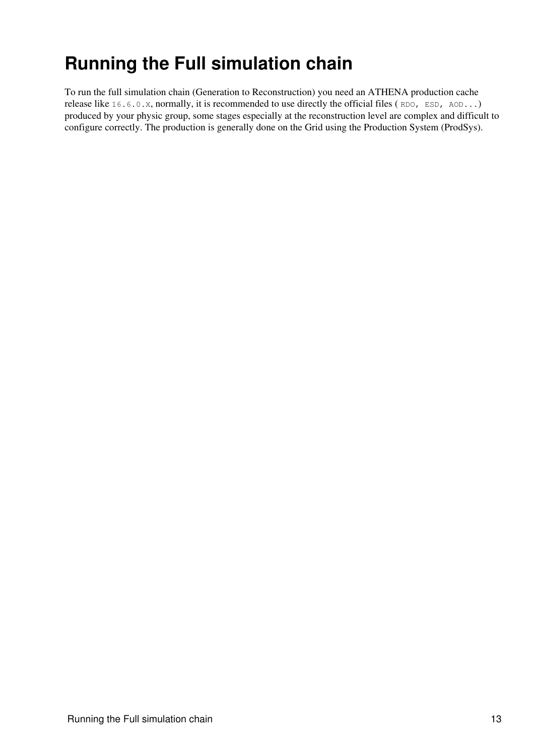# Running the Full simulation chain

To run the full simulation chain (Generation to Reconstruction) you need an ATHENA production cache release like `16.6.0.X`, normally, it is recommended to use directly the official files ( `RDO, ESD, AOD...`) produced by your physic group, some stages especially at the reconstruction level are complex and difficult to configure correctly. The production is generally done on the Grid using the Production System (ProdSys).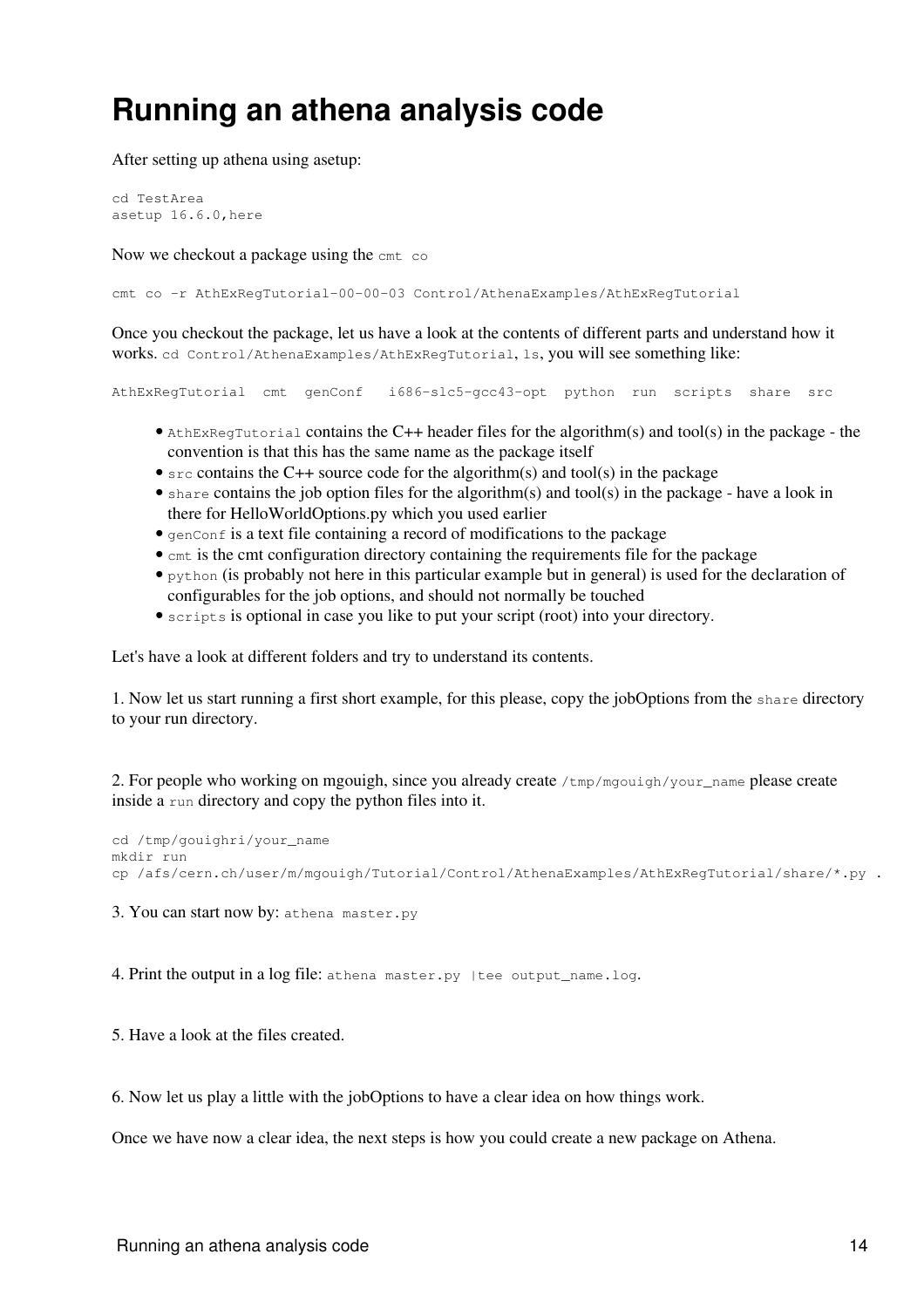# Running an athena analysis code

After setting up athena using asetup:

```
cd TestArea
asetup 16.6.0,here
```

Now we checkout a package using the `cmt co`

```
cmt co -r AthExRegTutorial-00-00-03 Control/AthenaExamples/AthExRegTutorial
```

Once you checkout the package, let us have a look at the contents of different parts and understand how it works. `cd Control/AthenaExamples/AthExRegTutorial`, `ls`, you will see something like:

```
AthExRegTutorial  cmt  genConf   i686-slc5-gcc43-opt  python  run  scripts  share  src
```

- `AthExRegTutorial` contains the C++ header files for the algorithm(s) and tool(s) in the package - the convention is that this has the same name as the package itself
- `src` contains the C++ source code for the algorithm(s) and tool(s) in the package
- `share` contains the job option files for the algorithm(s) and tool(s) in the package - have a look in there for HelloWorldOptions.py which you used earlier
- `genConf` is a text file containing a record of modifications to the package
- `cmt` is the cmt configuration directory containing the requirements file for the package
- `python` (is probably not here in this particular example but in general) is used for the declaration of configurables for the job options, and should not normally be touched
- `scripts` is optional in case you like to put your script (root) into your directory.

Let's have a look at different folders and try to understand its contents.

1. Now let us start running a first short example, for this please, copy the jobOptions from the `share` directory to your run directory.

2. For people who working on mgouigh, since you already create `/tmp/mgouigh/your_name` please create inside a `run` directory and copy the python files into it.

```
cd /tmp/gouighri/your_name
mkdir run
cp /afs/cern.ch/user/m/mgouigh/Tutorial/Control/AthenaExamples/AthExRegTutorial/share/*.py .
```

3. You can start now by: `athena master.py`

4. Print the output in a log file: `athena master.py |tee output_name.log`.

5. Have a look at the files created.

6. Now let us play a little with the jobOptions to have a clear idea on how things work.

Once we have now a clear idea, the next steps is how you could create a new package on Athena.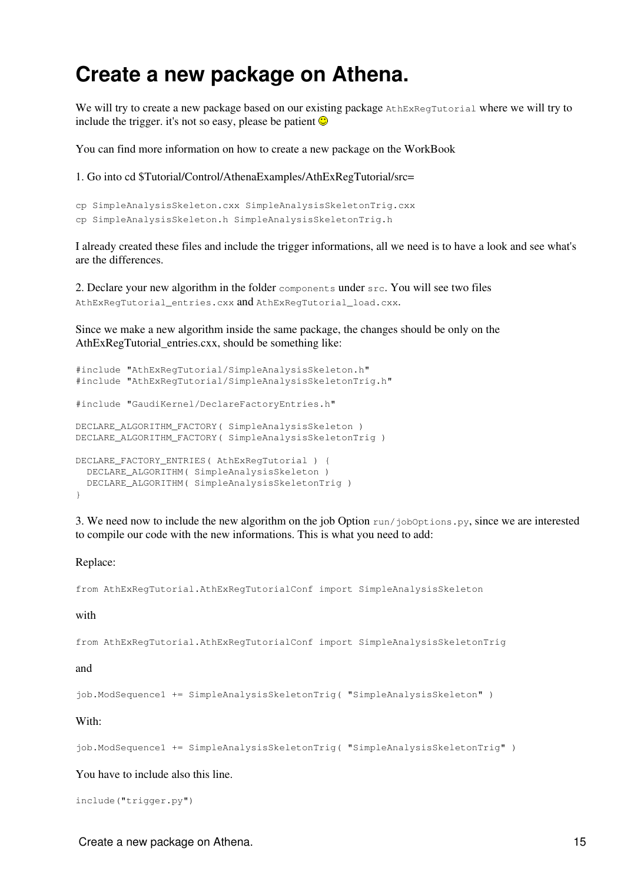# Create a new package on Athena.

We will try to create a new package based on our existing package `AthExRegTutorial` where we will try to include the trigger. it's not so easy, please be patient 🙂

You can find more information on how to create a new package on the WorkBook

1. Go into cd $Tutorial/Control/AthenaExamples/AthExRegTutorial/src=

```
cp SimpleAnalysisSkeleton.cxx SimpleAnalysisSkeletonTrig.cxx
cp SimpleAnalysisSkeleton.h SimpleAnalysisSkeletonTrig.h
```

I already created these files and include the trigger informations, all we need is to have a look and see what's are the differences.

2. Declare your new algorithm in the folder `components` under `src`. You will see two files `AthExRegTutorial_entries.cxx` and `AthExRegTutorial_load.cxx`.

Since we make a new algorithm inside the same package, the changes should be only on the AthExRegTutorial_entries.cxx, should be something like:

```
#include "AthExRegTutorial/SimpleAnalysisSkeleton.h"
#include "AthExRegTutorial/SimpleAnalysisSkeletonTrig.h"

#include "GaudiKernel/DeclareFactoryEntries.h"

DECLARE_ALGORITHM_FACTORY( SimpleAnalysisSkeleton )
DECLARE_ALGORITHM_FACTORY( SimpleAnalysisSkeletonTrig )

DECLARE_FACTORY_ENTRIES( AthExRegTutorial ) {
  DECLARE_ALGORITHM( SimpleAnalysisSkeleton )
  DECLARE_ALGORITHM( SimpleAnalysisSkeletonTrig )
}
```

3. We need now to include the new algorithm on the job Option `run/jobOptions.py`, since we are interested to compile our code with the new informations. This is what you need to add:

Replace:

```
from AthExRegTutorial.AthExRegTutorialConf import SimpleAnalysisSkeleton
```

with

```
from AthExRegTutorial.AthExRegTutorialConf import SimpleAnalysisSkeletonTrig
```

and

```
job.ModSequence1 += SimpleAnalysisSkeletonTrig( "SimpleAnalysisSkeleton" )
```

With:

```
job.ModSequence1 += SimpleAnalysisSkeletonTrig( "SimpleAnalysisSkeletonTrig" )
```

You have to include also this line.

```
include("trigger.py")
```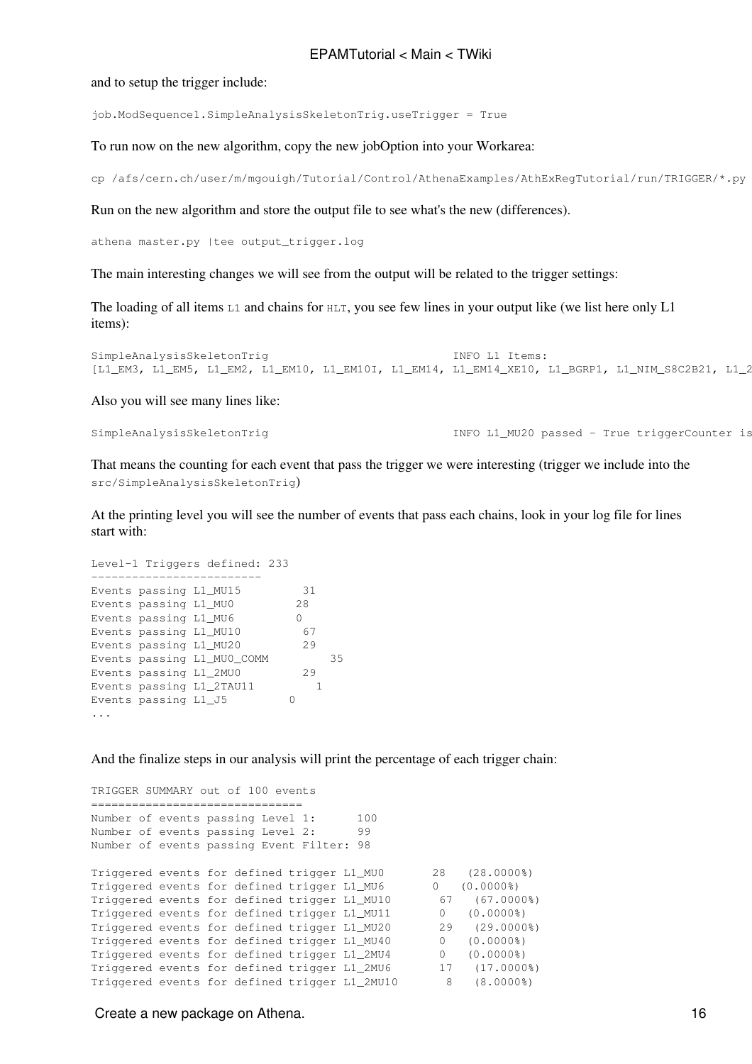and to setup the trigger include:

```
job.ModSequence1.SimpleAnalysisSkeletonTrig.useTrigger = True
```

To run now on the new algorithm, copy the new jobOption into your Workarea:

```
cp /afs/cern.ch/user/m/mgouigh/Tutorial/Control/AthenaExamples/AthExRegTutorial/run/TRIGGER/*.py
```

Run on the new algorithm and store the output file to see what's the new (differences).

```
athena master.py |tee output_trigger.log
```

The main interesting changes we will see from the output will be related to the trigger settings:

The loading of all items `L1` and chains for `HLT`, you see few lines in your output like (we list here only L1 items):

```
SimpleAnalysisSkeletonTrig                              INFO L1 Items:
[L1_EM3, L1_EM5, L1_EM2, L1_EM10, L1_EM10I, L1_EM14, L1_EM14_XE10, L1_BGRP1, L1_NIM_S8C2B21, L1_2
```

Also you will see many lines like:

```
SimpleAnalysisSkeletonTrig                              INFO L1_MU20 passed - True triggerCounter is
```

That means the counting for each event that pass the trigger we were interesting (trigger we include into the `src/SimpleAnalysisSkeletonTrig`)

At the printing level you will see the number of events that pass each chains, look in your log file for lines start with:

```
Level-1 Triggers defined: 233
-------------------------
Events passing L1_MU15         31
Events passing L1_MU0         28
Events passing L1_MU6         0
Events passing L1_MU10         67
Events passing L1_MU20         29
Events passing L1_MU0_COMM         35
Events passing L1_2MU0         29
Events passing L1_2TAU11         1
Events passing L1_J5         0
...
```

And the finalize steps in our analysis will print the percentage of each trigger chain:

```
TRIGGER SUMMARY out of 100 events
==============================
Number of events passing Level 1:      100
Number of events passing Level 2:      99
Number of events passing Event Filter: 98

Triggered events for defined trigger L1_MU0       28   (28.0000%)
Triggered events for defined trigger L1_MU6       0   (0.0000%)
Triggered events for defined trigger L1_MU10       67   (67.0000%)
Triggered events for defined trigger L1_MU11       0   (0.0000%)
Triggered events for defined trigger L1_MU20       29   (29.0000%)
Triggered events for defined trigger L1_MU40       0   (0.0000%)
Triggered events for defined trigger L1_2MU4       0   (0.0000%)
Triggered events for defined trigger L1_2MU6       17   (17.0000%)
Triggered events for defined trigger L1_2MU10       8   (8.0000%)
```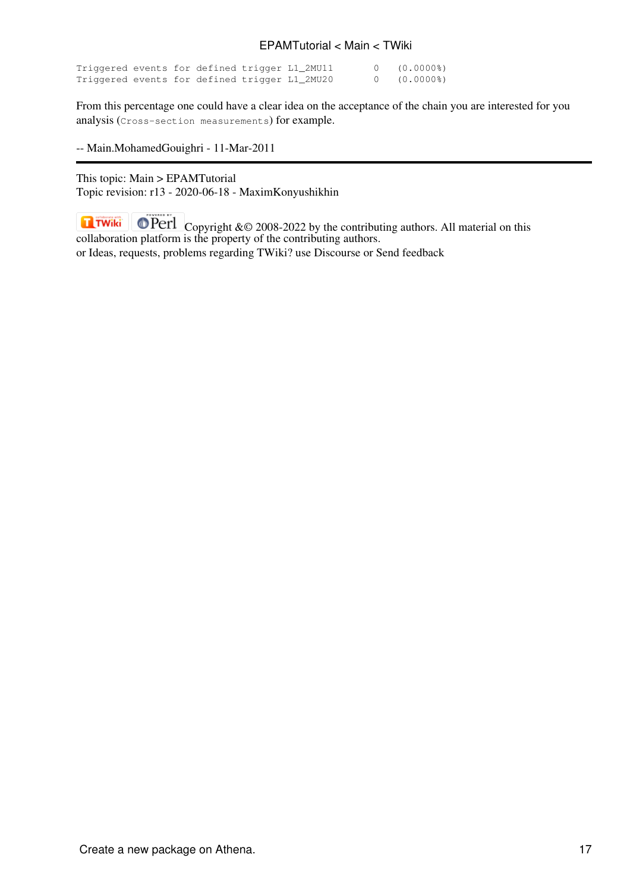```
Triggered events for defined trigger L1_2MU11       0    (0.0000%)
Triggered events for defined trigger L1_2MU20       0    (0.0000%)
```

From this percentage one could have a clear idea on the acceptance of the chain you are interested for you analysis (`Cross-section measurements`) for example.

-- Main.MohamedGouighri - 11-Mar-2011

---

This topic: Main > EPAMTutorial
Topic revision: r13 - 2020-06-18 - MaximKonyushikhin

Copyright &© 2008-2022 by the contributing authors. All material on this collaboration platform is the property of the contributing authors.
or Ideas, requests, problems regarding TWiki? use Discourse or Send feedback